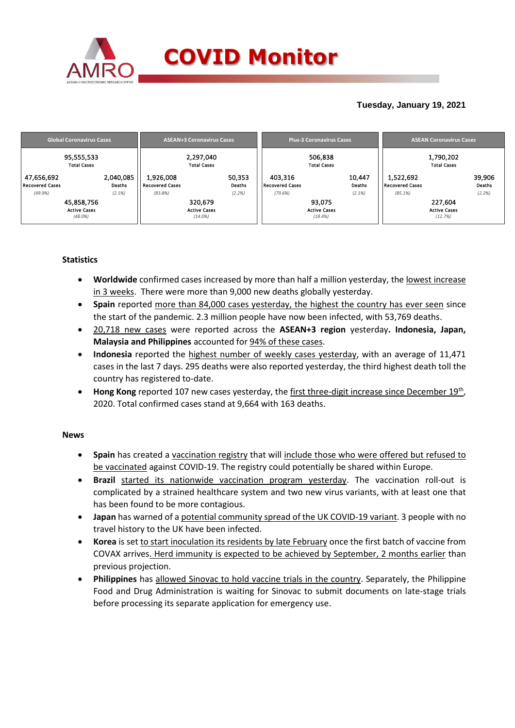# COVID Monitor

**Tuesday, January 19, 2021**

| Global Coronavirus Cases | | ASEAN+3 Coronavirus Cases | | Plus-3 Coronavirus Cases | | ASEAN Coronavirus Cases | |
|---|---|---|---|---|---|---|---|
| 95,555,533 Total Cases | | 2,297,040 Total Cases | | 506,838 Total Cases | | 1,790,202 Total Cases | |
| 47,656,692 Recovered Cases *(49.9%)* | 2,040,085 Deaths *(2.1%)* | 1,926,008 Recovered Cases *(83.8%)* | 50,353 Deaths *(2.2%)* | 403,316 Recovered Cases *(79.6%)* | 10,447 Deaths *(2.1%)* | 1,522,692 Recovered Cases *(85.1%)* | 39,906 Deaths *(2.2%)* |
| 45,858,756 Active Cases *(48.0%)* | | 320,679 Active Cases *(14.0%)* | | 93,075 Active Cases *(18.4%)* | | 227,604 Active Cases *(12.7%)* | |

### Statistics

- **Worldwide** confirmed cases increased by more than half a million yesterday, the lowest increase in 3 weeks. There were more than 9,000 new deaths globally yesterday.
- **Spain** reported more than 84,000 cases yesterday, the highest the country has ever seen since the start of the pandemic. 2.3 million people have now been infected, with 53,769 deaths.
- 20,718 new cases were reported across the **ASEAN+3 region** yesterday**. Indonesia, Japan, Malaysia and Philippines** accounted for 94% of these cases.
- **Indonesia** reported the highest number of weekly cases yesterday, with an average of 11,471 cases in the last 7 days. 295 deaths were also reported yesterday, the third highest death toll the country has registered to-date.
- **Hong Kong** reported 107 new cases yesterday, the first three-digit increase since December 19th, 2020. Total confirmed cases stand at 9,664 with 163 deaths.

### News

- **Spain** has created a vaccination registry that will include those who were offered but refused to be vaccinated against COVID-19. The registry could potentially be shared within Europe.
- **Brazil** started its nationwide vaccination program yesterday. The vaccination roll-out is complicated by a strained healthcare system and two new virus variants, with at least one that has been found to be more contagious.
- **Japan** has warned of a potential community spread of the UK COVID-19 variant. 3 people with no travel history to the UK have been infected.
- **Korea** is set to start inoculation its residents by late February once the first batch of vaccine from COVAX arrives. Herd immunity is expected to be achieved by September, 2 months earlier than previous projection.
- **Philippines** has allowed Sinovac to hold vaccine trials in the country. Separately, the Philippine Food and Drug Administration is waiting for Sinovac to submit documents on late-stage trials before processing its separate application for emergency use.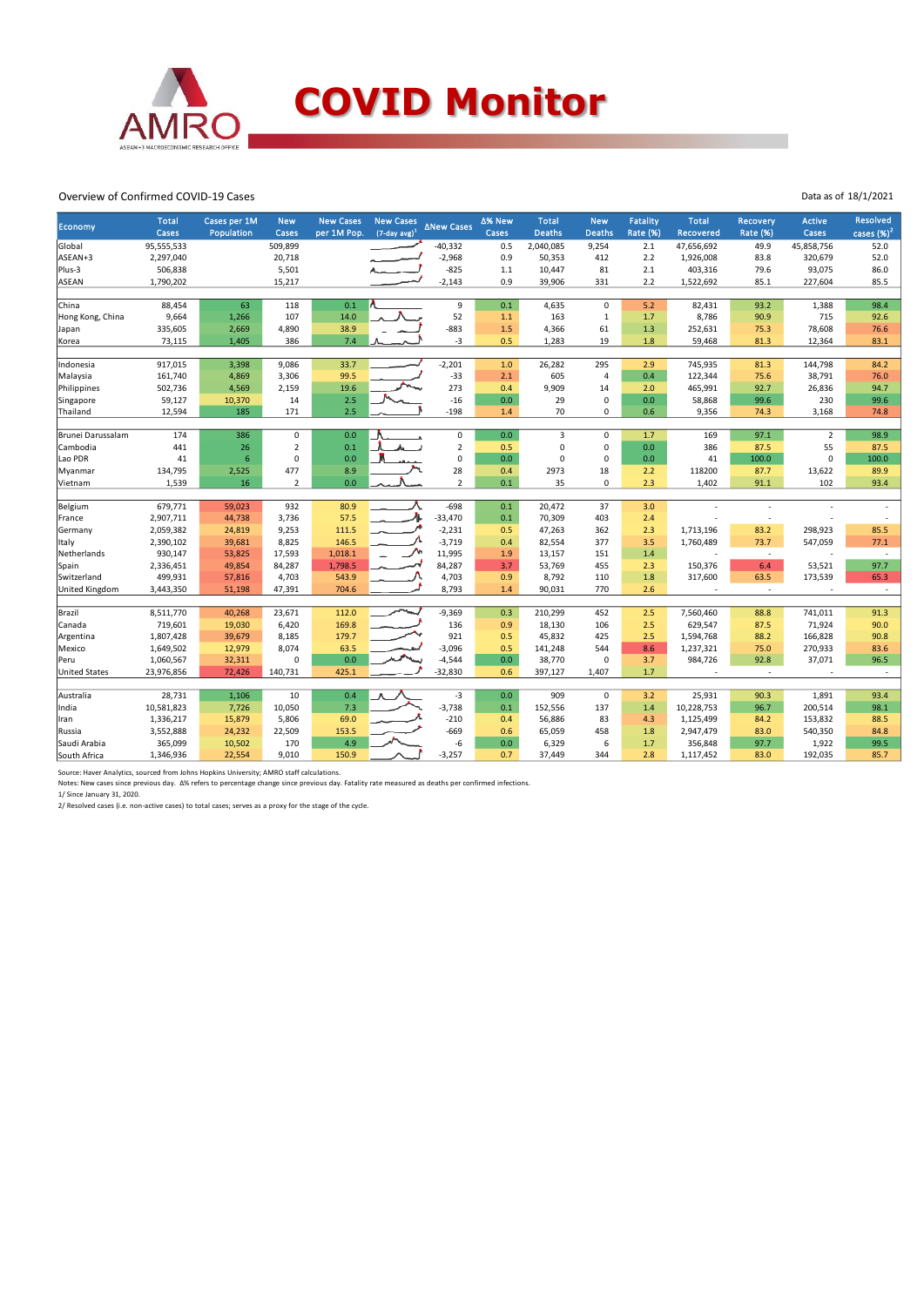# COVID Monitor

Overview of Confirmed COVID-19 Cases

Data as of 18/1/2021

| Economy | Total Cases | Cases per 1M Population | New Cases | New Cases per 1M Pop. | New Cases (7-day avg)[1] | ΔNew Cases | Δ% New Cases | Total Deaths | New Deaths | Fatality Rate (%) | Total Recovered | Recovery Rate (%) | Active Cases | Resolved cases (%)[2] |
|---|---|---|---|---|---|---|---|---|---|---|---|---|---|---|
| Global | 95,555,533 | | 509,899 | | | -40,332 | 0.5 | 2,040,085 | 9,254 | 2.1 | 47,656,692 | 49.9 | 45,858,756 | 52.0 |
| ASEAN+3 | 2,297,040 | | 20,718 | | | -2,968 | 0.9 | 50,353 | 412 | 2.2 | 1,926,008 | 83.8 | 320,679 | 52.0 |
| Plus-3 | 506,838 | | 5,501 | | | -825 | 1.1 | 10,447 | 81 | 2.1 | 403,316 | 79.6 | 93,075 | 86.0 |
| ASEAN | 1,790,202 | | 15,217 | | | -2,143 | 0.9 | 39,906 | 331 | 2.2 | 1,522,692 | 85.1 | 227,604 | 85.5 |
| | | | | | | | | | | | | | | |
| China | 88,454 | 63 | 118 | 0.1 | | 9 | 0.1 | 4,635 | 0 | 5.2 | 82,431 | 93.2 | 1,388 | 98.4 |
| Hong Kong, China | 9,664 | 1,266 | 107 | 14.0 | | 52 | 1.1 | 163 | 1 | 1.7 | 8,786 | 90.9 | 715 | 92.6 |
| Japan | 335,605 | 2,669 | 4,890 | 38.9 | | -883 | 1.5 | 4,366 | 61 | 1.3 | 252,631 | 75.3 | 78,608 | 76.6 |
| Korea | 73,115 | 1,405 | 386 | 7.4 | | -3 | 0.5 | 1,283 | 19 | 1.8 | 59,468 | 81.3 | 12,364 | 83.1 |
| | | | | | | | | | | | | | | |
| Indonesia | 917,015 | 3,398 | 9,086 | 33.7 | | -2,201 | 1.0 | 26,282 | 295 | 2.9 | 745,935 | 81.3 | 144,798 | 84.2 |
| Malaysia | 161,740 | 4,869 | 3,306 | 99.5 | | -33 | 2.1 | 605 | 4 | 0.4 | 122,344 | 75.6 | 38,791 | 76.0 |
| Philippines | 502,736 | 4,569 | 2,159 | 19.6 | | 273 | 0.4 | 9,909 | 14 | 2.0 | 465,991 | 92.7 | 26,836 | 94.7 |
| Singapore | 59,127 | 10,370 | 14 | 2.5 | | -16 | 0.0 | 29 | 0 | 0.0 | 58,868 | 99.6 | 230 | 99.6 |
| Thailand | 12,594 | 185 | 171 | 2.5 | | -198 | 1.4 | 70 | 0 | 0.6 | 9,356 | 74.3 | 3,168 | 74.8 |
| | | | | | | | | | | | | | | |
| Brunei Darussalam | 174 | 386 | 0 | 0.0 | | 0 | 0.0 | 3 | 0 | 1.7 | 169 | 97.1 | 2 | 98.9 |
| Cambodia | 441 | 26 | 2 | 0.1 | | 2 | 0.5 | 0 | 0 | 0.0 | 386 | 87.5 | 55 | 87.5 |
| Lao PDR | 41 | 6 | 0 | 0.0 | | 0 | 0.0 | 0 | 0 | 0.0 | 41 | 100.0 | 0 | 100.0 |
| Myanmar | 134,795 | 2,525 | 477 | 8.9 | | 28 | 0.4 | 2973 | 18 | 2.2 | 118200 | 87.7 | 13,622 | 89.9 |
| Vietnam | 1,539 | 16 | 2 | 0.0 | | 2 | 0.1 | 35 | 0 | 2.3 | 1,402 | 91.1 | 102 | 93.4 |
| | | | | | | | | | | | | | | |
| Belgium | 679,771 | 59,023 | 932 | 80.9 | | -698 | 0.1 | 20,472 | 37 | 3.0 | - | - | - | - |
| France | 2,907,711 | 44,738 | 3,736 | 57.5 | | -33,470 | 0.1 | 70,309 | 403 | 2.4 | - | - | - | - |
| Germany | 2,059,382 | 24,819 | 9,253 | 111.5 | | -2,231 | 0.5 | 47,263 | 362 | 2.3 | 1,713,196 | 83.2 | 298,923 | 85.5 |
| Italy | 2,390,102 | 39,681 | 8,825 | 146.5 | | -3,719 | 0.4 | 82,554 | 377 | 3.5 | 1,760,489 | 73.7 | 547,059 | 77.1 |
| Netherlands | 930,147 | 53,825 | 17,593 | 1,018.1 | | 11,995 | 1.9 | 13,157 | 151 | 1.4 | - | - | - | - |
| Spain | 2,336,451 | 49,854 | 84,287 | 1,798.5 | | 84,287 | 3.7 | 53,769 | 455 | 2.3 | 150,376 | 6.4 | 53,521 | 97.7 |
| Switzerland | 499,931 | 57,816 | 4,703 | 543.9 | | 4,703 | 0.9 | 8,792 | 110 | 1.8 | 317,600 | 63.5 | 173,539 | 65.3 |
| United Kingdom | 3,443,350 | 51,198 | 47,391 | 704.6 | | 8,793 | 1.4 | 90,031 | 770 | 2.6 | - | - | - | - |
| | | | | | | | | | | | | | | |
| Brazil | 8,511,770 | 40,268 | 23,671 | 112.0 | | -9,369 | 0.3 | 210,299 | 452 | 2.5 | 7,560,460 | 88.8 | 741,011 | 91.3 |
| Canada | 719,601 | 19,030 | 6,420 | 169.8 | | 136 | 0.9 | 18,130 | 106 | 2.5 | 629,547 | 87.5 | 71,924 | 90.0 |
| Argentina | 1,807,428 | 39,679 | 8,185 | 179.7 | | 921 | 0.5 | 45,832 | 425 | 2.5 | 1,594,768 | 88.2 | 166,828 | 90.8 |
| Mexico | 1,649,502 | 12,979 | 8,074 | 63.5 | | -3,096 | 0.5 | 141,248 | 544 | 8.6 | 1,237,321 | 75.0 | 270,933 | 83.6 |
| Peru | 1,060,567 | 32,311 | 0 | 0.0 | | -4,544 | 0.0 | 38,770 | 0 | 3.7 | 984,726 | 92.8 | 37,071 | 96.5 |
| United States | 23,976,856 | 72,426 | 140,731 | 425.1 | | -32,830 | 0.6 | 397,127 | 1,407 | 1.7 | - | - | - | - |
| | | | | | | | | | | | | | | |
| Australia | 28,731 | 1,106 | 10 | 0.4 | | -3 | 0.0 | 909 | 0 | 3.2 | 25,931 | 90.3 | 1,891 | 93.4 |
| India | 10,581,823 | 7,726 | 10,050 | 7.3 | | -3,738 | 0.1 | 152,556 | 137 | 1.4 | 10,228,753 | 96.7 | 200,514 | 98.1 |
| Iran | 1,336,217 | 15,879 | 5,806 | 69.0 | | -210 | 0.4 | 56,886 | 83 | 4.3 | 1,125,499 | 84.2 | 153,832 | 88.5 |
| Russia | 3,552,888 | 24,232 | 22,509 | 153.5 | | -669 | 0.6 | 65,059 | 458 | 1.8 | 2,947,479 | 83.0 | 540,350 | 84.8 |
| Saudi Arabia | 365,099 | 10,502 | 170 | 4.9 | | -6 | 0.0 | 6,329 | 6 | 1.7 | 356,848 | 97.7 | 1,922 | 99.5 |
| South Africa | 1,346,936 | 22,554 | 9,010 | 150.9 | | -3,257 | 0.7 | 37,449 | 344 | 2.8 | 1,117,452 | 83.0 | 192,035 | 85.7 |

Source: Haver Analytics, sourced from Johns Hopkins University; AMRO staff calculations.
Notes: New cases since previous day. Δ% refers to percentage change since previous day. Fatality rate measured as deaths per confirmed infections.
1/ Since January 31, 2020.
2/ Resolved cases (i.e. non-active cases) to total cases; serves as a proxy for the stage of the cycle.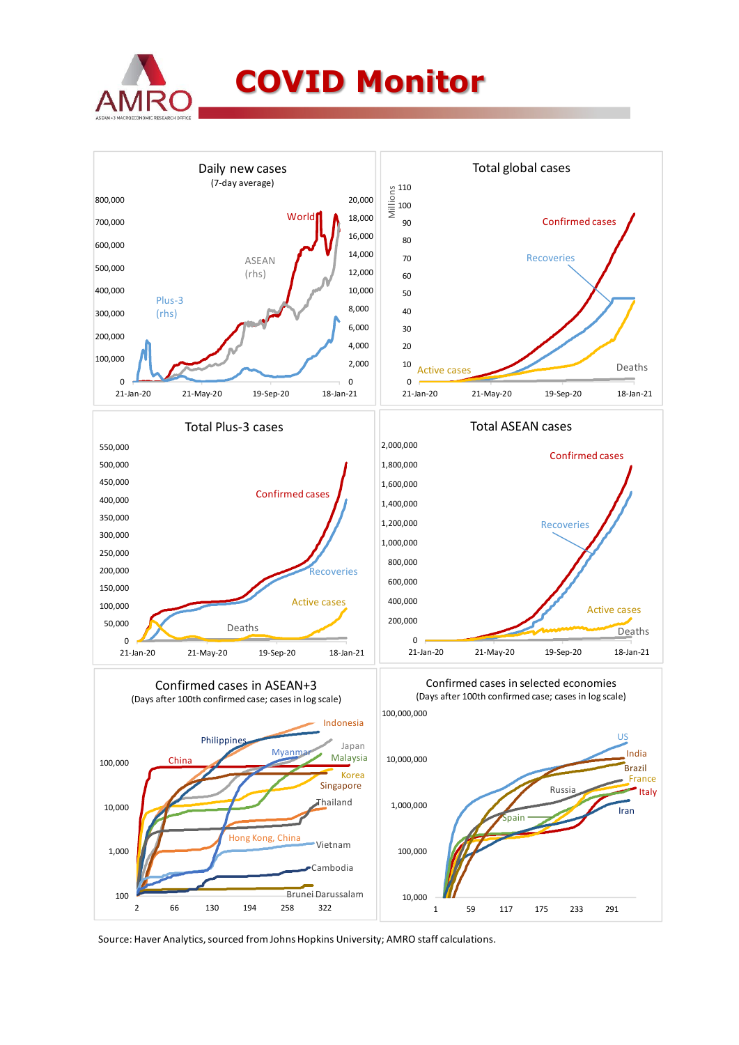AMRO

ASEAN+3 MACROECONOMIC RESEARCH OFFICE

# COVID Monitor

### Daily new cases
(7-day average)

800,000
700,000
600,000
500,000
400,000
300,000
200,000
100,000
0

20,000
18,000
16,000
14,000
12,000
10,000
8,000
6,000
4,000
2,000
0

World
ASEAN (rhs)
Plus-3 (rhs)

21-Jan-20 21-May-20 19-Sep-20 18-Jan-21

### Total global cases

Millions

110
100
90
80
70
60
50
40
30
20
10
0

Confirmed cases
Recoveries
Active cases
Deaths

21-Jan-20 21-May-20 19-Sep-20 18-Jan-21

### Total Plus-3 cases

550,000
500,000
450,000
400,000
350,000
300,000
250,000
200,000
150,000
100,000
50,000
0

Confirmed cases
Recoveries
Active cases
Deaths

21-Jan-20 21-May-20 19-Sep-20 18-Jan-21

### Total ASEAN cases

2,000,000
1,800,000
1,600,000
1,400,000
1,200,000
1,000,000
800,000
600,000
400,000
200,000
0

Confirmed cases
Recoveries
Active cases
Deaths

21-Jan-20 21-May-20 19-Sep-20 18-Jan-21

### Confirmed cases in ASEAN+3
(Days after 100th confirmed case; cases in log scale)

100,000
10,000
1,000
100

Indonesia
Philippines
Japan
Myanmar
Malaysia
China
Korea
Singapore
Thailand
Hong Kong, China
Vietnam
Cambodia
Brunei Darussalam

2 66 130 194 258 322

### Confirmed cases in selected economies
(Days after 100th confirmed case; cases in log scale)

100,000,000
10,000,000
1,000,000
100,000
10,000

US
India
Brazil
France
Russia
Italy
Iran
Spain

1 59 117 175 233 291

Source: Haver Analytics, sourced from Johns Hopkins University; AMRO staff calculations.